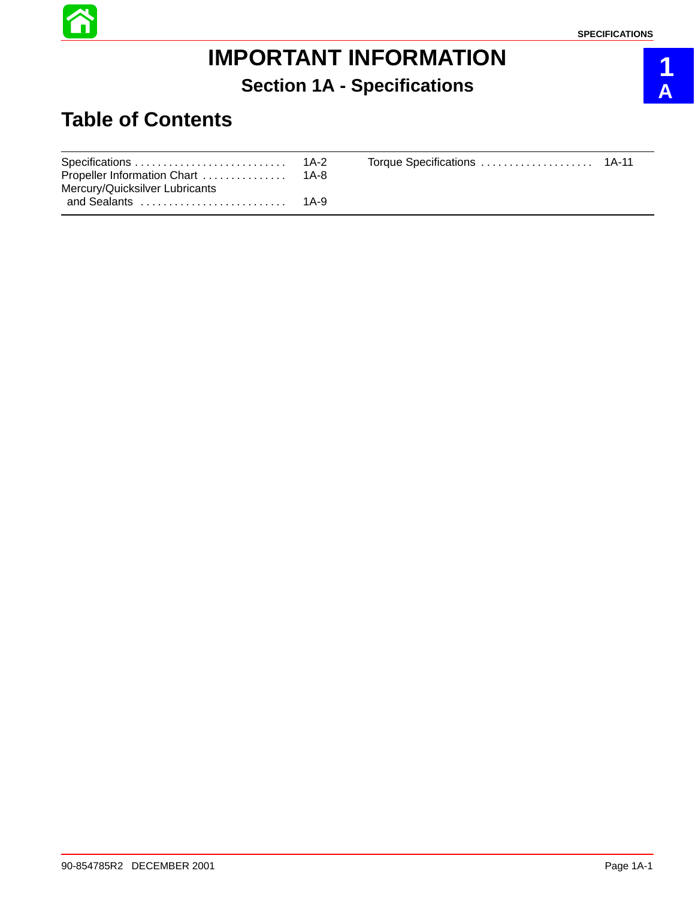# IMPORTANT INFORMATION

## Section 1A - Specifications

## Table of Contents

| | |
|---|---|
| Specifications | 1A-2 |
| Propeller Information Chart | 1A-8 |
| Mercury/Quicksilver Lubricants and Sealants | 1A-9 |
| Torque Specifications | 1A-11 |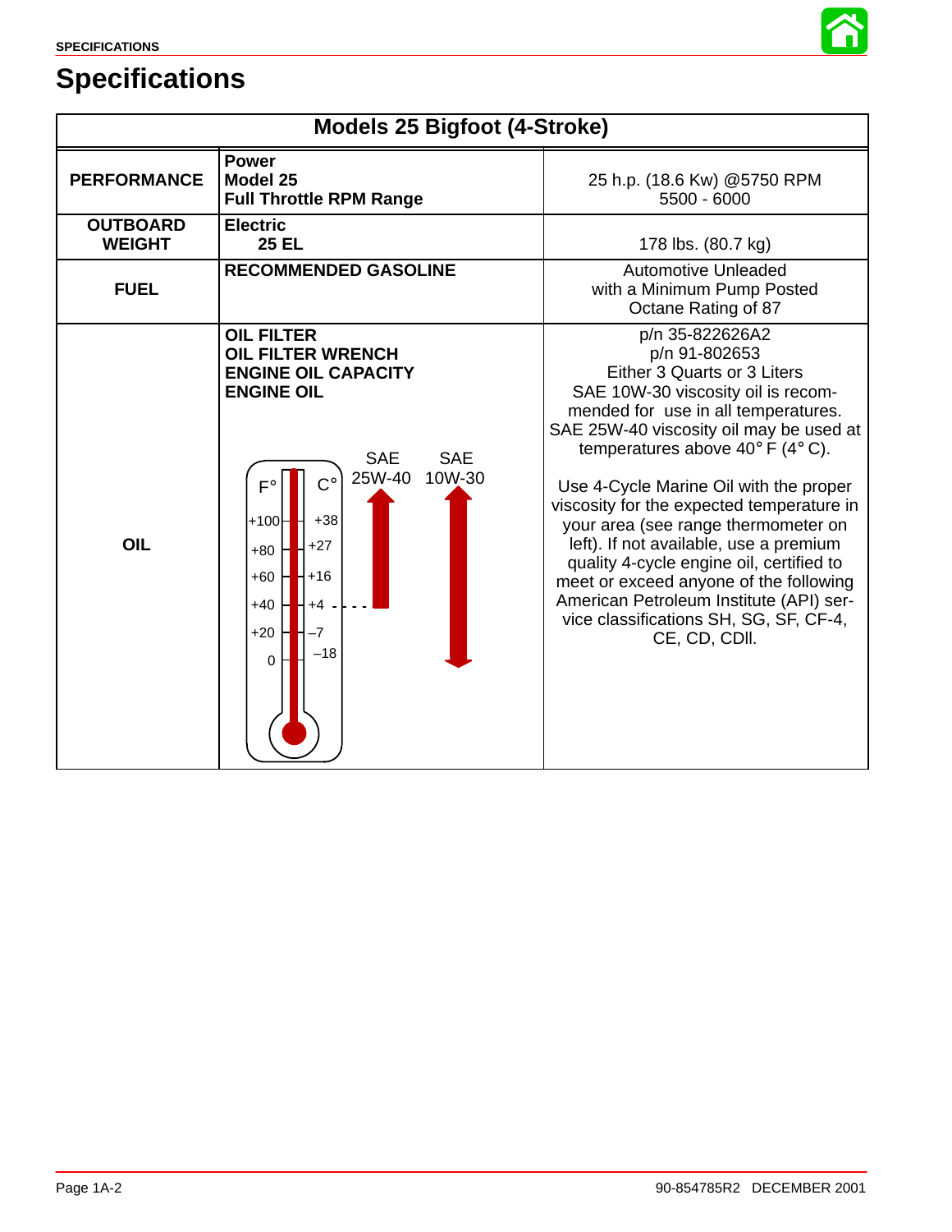# Specifications

| Models 25 Bigfoot (4-Stroke) | | |
|---|---|---|
| **PERFORMANCE** | **Power**<br>**Model 25**<br>**Full Throttle RPM Range** | 25 h.p. (18.6 Kw) @5750 RPM<br>5500 - 6000 |
| **OUTBOARD WEIGHT** | **Electric**<br>**25 EL** | 178 lbs. (80.7 kg) |
| **FUEL** | **RECOMMENDED GASOLINE** | Automotive Unleaded with a Minimum Pump Posted Octane Rating of 87 |
| **OIL** | **OIL FILTER**<br>**OIL FILTER WRENCH**<br>**ENGINE OIL CAPACITY**<br>**ENGINE OIL** | p/n 35-822626A2<br>p/n 91-802653<br>Either 3 Quarts or 3 Liters<br>SAE 10W-30 viscosity oil is recommended for use in all temperatures. SAE 25W-40 viscosity oil may be used at temperatures above 40° F (4° C).<br><br>Use 4-Cycle Marine Oil with the proper viscosity for the expected temperature in your area (see range thermometer on left). If not available, use a premium quality 4-cycle engine oil, certified to meet or exceed anyone of the following American Petroleum Institute (API) service classifications SH, SG, SF, CF-4, CE, CD, CDII. |

F° C°
+100 +38
+80 +27
+60 +16
+40 +4
+20 –7
0 –18
SAE 25W-40
SAE 10W-30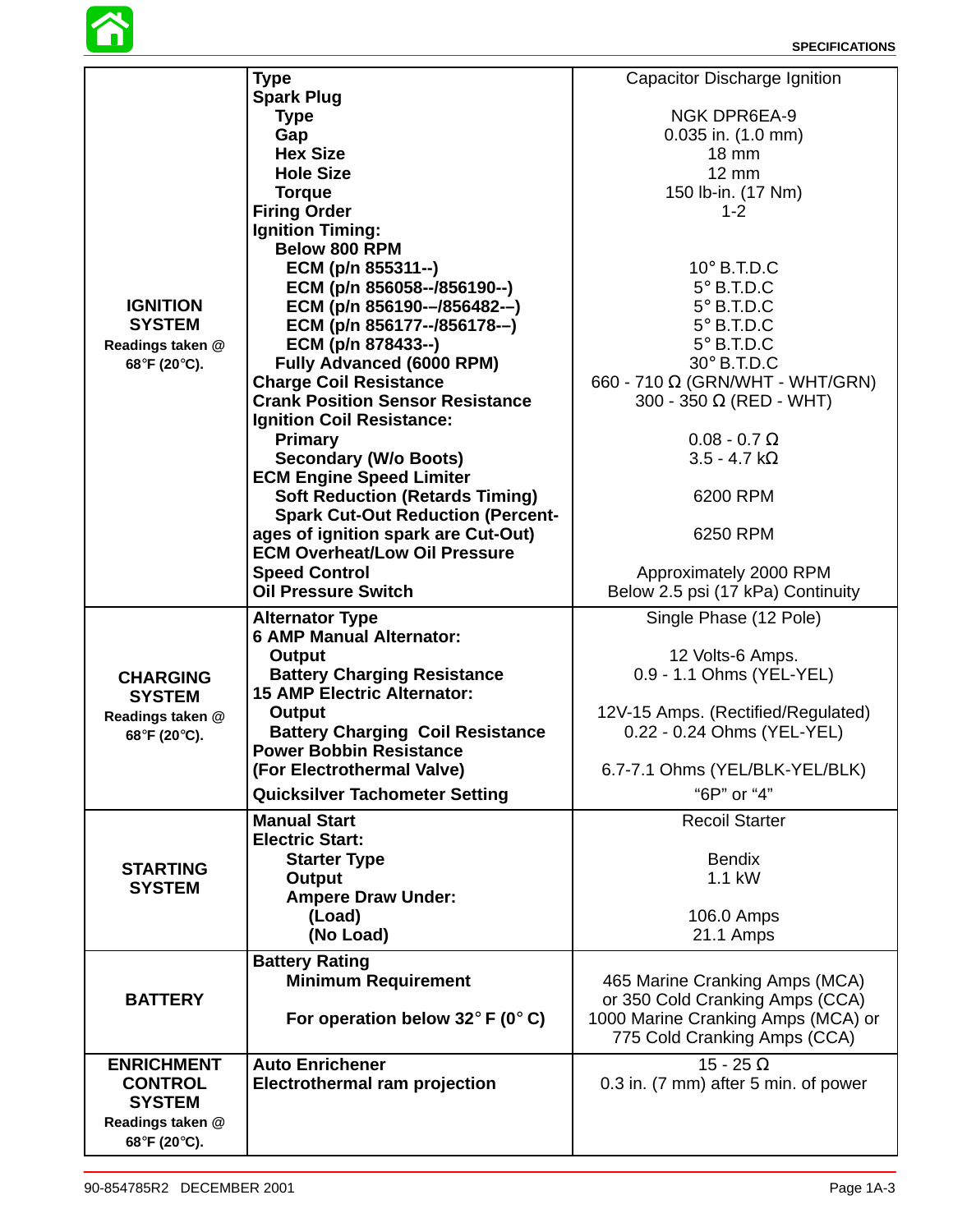| | | |
|---|---|---|
| **IGNITION SYSTEM** Readings taken @ 68°F (20°C). | **Type** | Capacitor Discharge Ignition |
| | **Spark Plug** | |
| | **Type** | NGK DPR6EA-9 |
| | **Gap** | 0.035 in. (1.0 mm) |
| | **Hex Size** | 18 mm |
| | **Hole Size** | 12 mm |
| | **Torque** | 150 lb-in. (17 Nm) |
| | **Firing Order** | 1-2 |
| | **Ignition Timing:** | |
| | **Below 800 RPM** | |
| | **ECM (p/n 855311--)** | 10° B.T.D.C |
| | **ECM (p/n 856058--/856190--)** | 5° B.T.D.C |
| | **ECM (p/n 856190-–/856482-–)** | 5° B.T.D.C |
| | **ECM (p/n 856177--/856178-–)** | 5° B.T.D.C |
| | **ECM (p/n 878433--)** | 5° B.T.D.C |
| | **Fully Advanced (6000 RPM)** | 30° B.T.D.C |
| | **Charge Coil Resistance** | 660 - 710 Ω (GRN/WHT - WHT/GRN) |
| | **Crank Position Sensor Resistance** | 300 - 350 Ω (RED - WHT) |
| | **Ignition Coil Resistance:** | |
| | **Primary** | 0.08 - 0.7 Ω |
| | **Secondary (W/o Boots)** | 3.5 - 4.7 kΩ |
| | **ECM Engine Speed Limiter** | |
| | **Soft Reduction (Retards Timing)** | 6200 RPM |
| | **Spark Cut-Out Reduction (Percentages of ignition spark are Cut-Out)** | 6250 RPM |
| | **ECM Overheat/Low Oil Pressure Speed Control** | Approximately 2000 RPM |
| | **Oil Pressure Switch** | Below 2.5 psi (17 kPa) Continuity |
| **CHARGING SYSTEM** Readings taken @ 68°F (20°C). | **Alternator Type** | Single Phase (12 Pole) |
| | **6 AMP Manual Alternator:** | |
| | **Output** | 12 Volts-6 Amps. |
| | **Battery Charging Resistance** | 0.9 - 1.1 Ohms (YEL-YEL) |
| | **15 AMP Electric Alternator:** | |
| | **Output** | 12V-15 Amps. (Rectified/Regulated) |
| | **Battery Charging Coil Resistance** | 0.22 - 0.24 Ohms (YEL-YEL) |
| | **Power Bobbin Resistance (For Electrothermal Valve)** | 6.7-7.1 Ohms (YEL/BLK-YEL/BLK) |
| | **Quicksilver Tachometer Setting** | "6P" or "4" |
| **STARTING SYSTEM** | **Manual Start** | Recoil Starter |
| | **Electric Start:** | |
| | **Starter Type** | Bendix |
| | **Output** | 1.1 kW |
| | **Ampere Draw Under:** | |
| | **(Load)** | 106.0 Amps |
| | **(No Load)** | 21.1 Amps |
| **BATTERY** | **Battery Rating** | |
| | **Minimum Requirement** | 465 Marine Cranking Amps (MCA) or 350 Cold Cranking Amps (CCA) |
| | **For operation below 32° F (0° C)** | 1000 Marine Cranking Amps (MCA) or 775 Cold Cranking Amps (CCA) |
| **ENRICHMENT CONTROL SYSTEM** Readings taken @ 68°F (20°C). | **Auto Enrichener** | 15 - 25 Ω |
| | **Electrothermal ram projection** | 0.3 in. (7 mm) after 5 min. of power |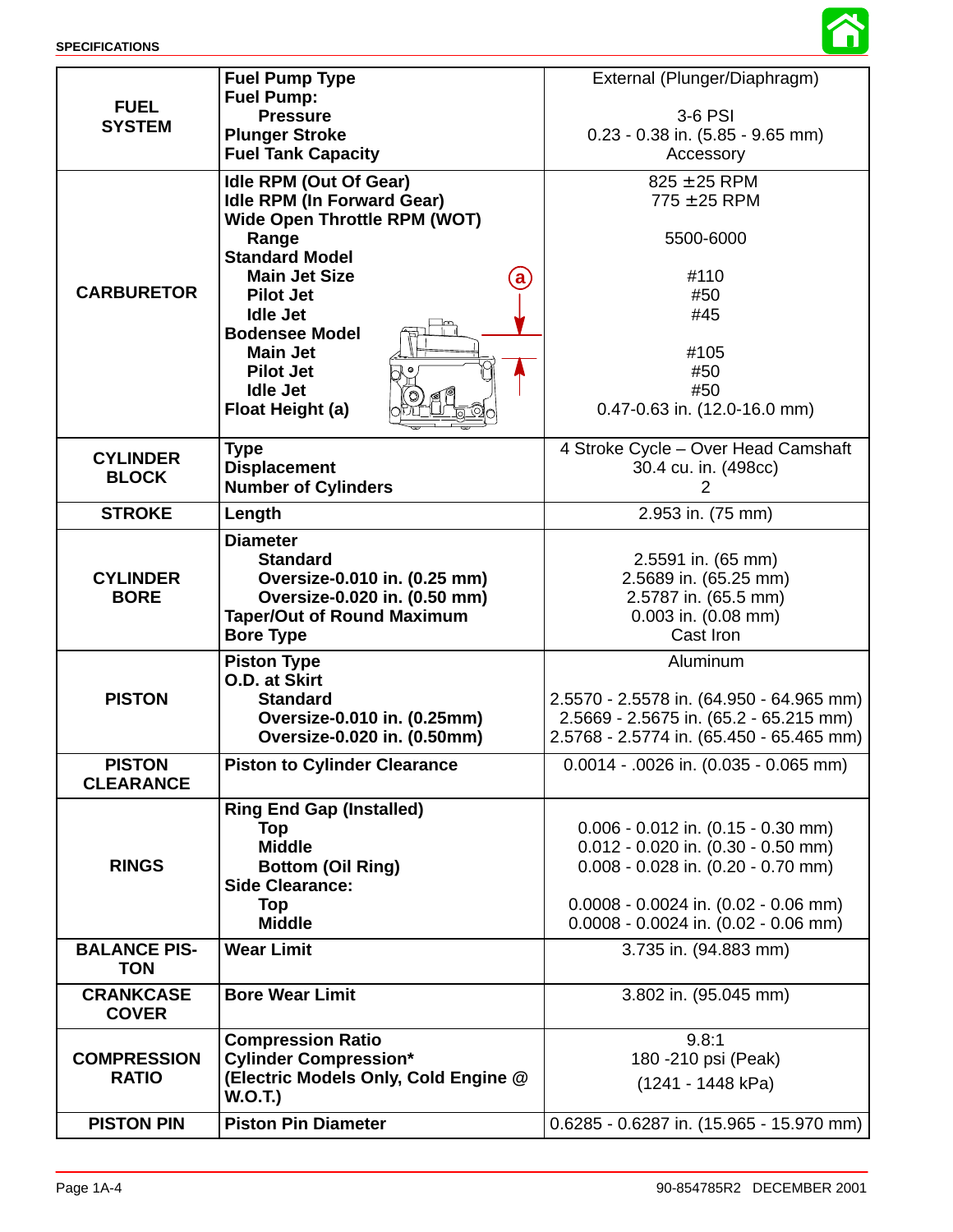## SPECIFICATIONS

| | | |
|---|---|---|
| **FUEL SYSTEM** | **Fuel Pump Type**<br>**Fuel Pump:**<br>**Pressure**<br>**Plunger Stroke**<br>**Fuel Tank Capacity** | External (Plunger/Diaphragm)<br><br>3-6 PSI<br>0.23 - 0.38 in. (5.85 - 9.65 mm)<br>Accessory |
| **CARBURETOR** | **Idle RPM (Out Of Gear)**<br>**Idle RPM (In Forward Gear)**<br>**Wide Open Throttle RPM (WOT)**<br>**Range**<br>**Standard Model**<br>**Main Jet Size**<br>**Pilot Jet**<br>**Idle Jet**<br>**Bodensee Model**<br>**Main Jet**<br>**Pilot Jet**<br>**Idle Jet**<br>**Float Height (a)** | 825 ±25 RPM<br>775 ±25 RPM<br><br>5500-6000<br><br>#110<br>#50<br>#45<br><br>#105<br>#50<br>#50<br>0.47-0.63 in. (12.0-16.0 mm) |
| **CYLINDER BLOCK** | **Type**<br>**Displacement**<br>**Number of Cylinders** | 4 Stroke Cycle – Over Head Camshaft<br>30.4 cu. in. (498cc)<br>2 |
| **STROKE** | **Length** | 2.953 in. (75 mm) |
| **CYLINDER BORE** | **Diameter**<br>**Standard**<br>**Oversize-0.010 in. (0.25 mm)**<br>**Oversize-0.020 in. (0.50 mm)**<br>**Taper/Out of Round Maximum**<br>**Bore Type** | <br>2.5591 in. (65 mm)<br>2.5689 in. (65.25 mm)<br>2.5787 in. (65.5 mm)<br>0.003 in. (0.08 mm)<br>Cast Iron |
| **PISTON** | **Piston Type**<br>**O.D. at Skirt**<br>**Standard**<br>**Oversize-0.010 in. (0.25mm)**<br>**Oversize-0.020 in. (0.50mm)** | Aluminum<br><br>2.5570 - 2.5578 in. (64.950 - 64.965 mm)<br>2.5669 - 2.5675 in. (65.2 - 65.215 mm)<br>2.5768 - 2.5774 in. (65.450 - 65.465 mm) |
| **PISTON CLEARANCE** | **Piston to Cylinder Clearance** | 0.0014 - .0026 in. (0.035 - 0.065 mm) |
| **RINGS** | **Ring End Gap (Installed)**<br>**Top**<br>**Middle**<br>**Bottom (Oil Ring)**<br>**Side Clearance:**<br>**Top**<br>**Middle** | <br>0.006 - 0.012 in. (0.15 - 0.30 mm)<br>0.012 - 0.020 in. (0.30 - 0.50 mm)<br>0.008 - 0.028 in. (0.20 - 0.70 mm)<br><br>0.0008 - 0.0024 in. (0.02 - 0.06 mm)<br>0.0008 - 0.0024 in. (0.02 - 0.06 mm) |
| **BALANCE PISTON** | **Wear Limit** | 3.735 in. (94.883 mm) |
| **CRANKCASE COVER** | **Bore Wear Limit** | 3.802 in. (95.045 mm) |
| **COMPRESSION RATIO** | **Compression Ratio**<br>**Cylinder Compression***<br>**(Electric Models Only, Cold Engine @ W.O.T.)** | 9.8:1<br>180 -210 psi (Peak)<br>(1241 - 1448 kPa) |
| **PISTON PIN** | **Piston Pin Diameter** | 0.6285 - 0.6287 in. (15.965 - 15.970 mm) |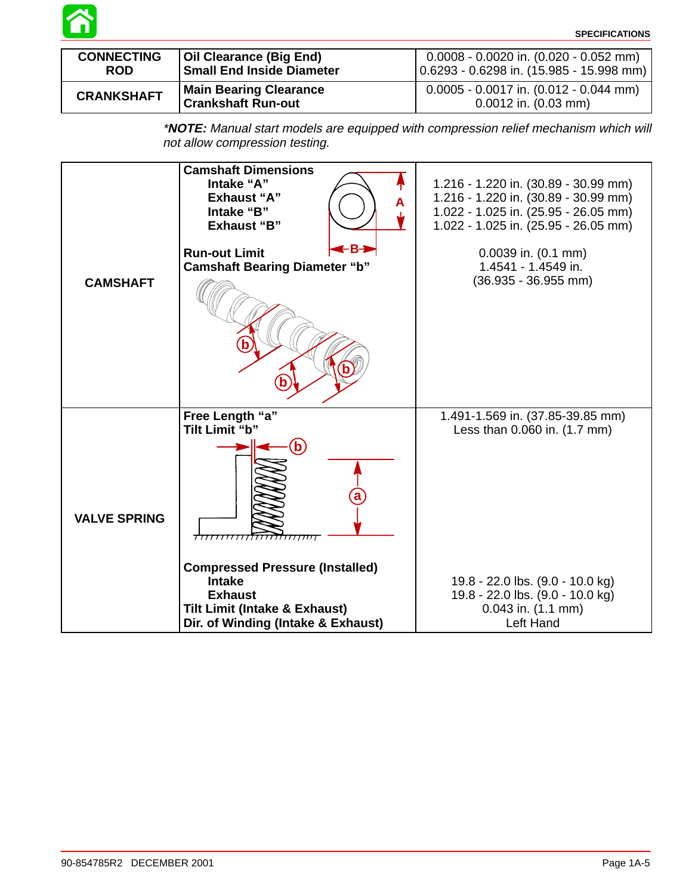| | | |
|---|---|---|
| **CONNECTING ROD** | **Oil Clearance (Big End)**<br>**Small End Inside Diameter** | 0.0008 - 0.0020 in. (0.020 - 0.052 mm)<br>0.6293 - 0.6298 in. (15.985 - 15.998 mm) |
| **CRANKSHAFT** | **Main Bearing Clearance**<br>**Crankshaft Run-out** | 0.0005 - 0.0017 in. (0.012 - 0.044 mm)<br>0.0012 in. (0.03 mm) |

**NOTE:** *Manual start models are equipped with compression relief mechanism which will not allow compression testing.*

| | | |
|---|---|---|
| **CAMSHAFT** | **Camshaft Dimensions**<br>**Intake "A"**<br>**Exhaust "A"**<br>**Intake "B"**<br>**Exhaust "B"**<br><br>**Run-out Limit**<br>**Camshaft Bearing Diameter "b"** | <br>1.216 - 1.220 in. (30.89 - 30.99 mm)<br>1.216 - 1.220 in. (30.89 - 30.99 mm)<br>1.022 - 1.025 in. (25.95 - 26.05 mm)<br>1.022 - 1.025 in. (25.95 - 26.05 mm)<br><br>0.0039 in. (0.1 mm)<br>1.4541 - 1.4549 in.<br>(36.935 - 36.955 mm) |
| **VALVE SPRING** | **Free Length "a"**<br>**Tilt Limit "b"**<br><br>**Compressed Pressure (Installed)**<br>**Intake**<br>**Exhaust**<br>**Tilt Limit (Intake & Exhaust)**<br>**Dir. of Winding (Intake & Exhaust)** | 1.491-1.569 in. (37.85-39.85 mm)<br>Less than 0.060 in. (1.7 mm)<br><br><br>19.8 - 22.0 lbs. (9.0 - 10.0 kg)<br>19.8 - 22.0 lbs. (9.0 - 10.0 kg)<br>0.043 in. (1.1 mm)<br>Left Hand |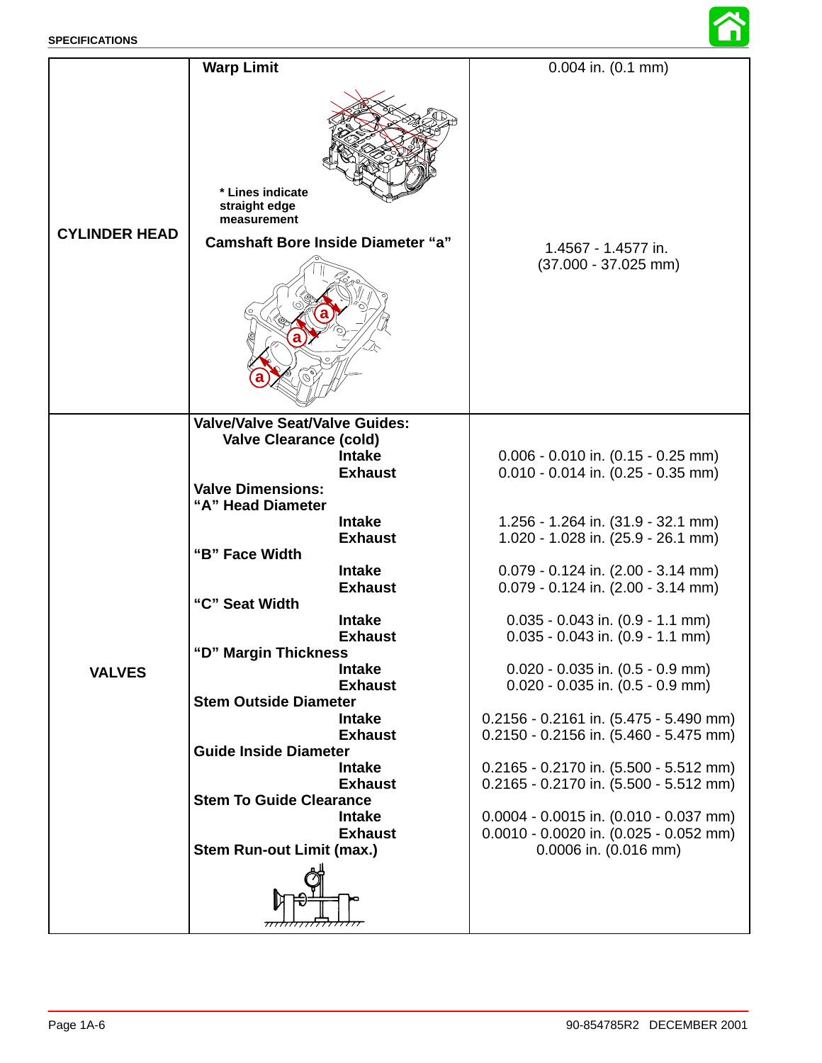| | | |
|---|---|---|
| **CYLINDER HEAD** | **Warp Limit**<br>* Lines indicate straight edge measurement | 0.004 in. (0.1 mm) |
| | **Camshaft Bore Inside Diameter "a"** | 1.4567 - 1.4577 in.<br>(37.000 - 37.025 mm) |
| **VALVES** | **Valve/Valve Seat/Valve Guides:** | |
| | **Valve Clearance (cold)** | |
| | **Intake** | 0.006 - 0.010 in. (0.15 - 0.25 mm) |
| | **Exhaust** | 0.010 - 0.014 in. (0.25 - 0.35 mm) |
| | **Valve Dimensions:** | |
| | **"A" Head Diameter** | |
| | **Intake** | 1.256 - 1.264 in. (31.9 - 32.1 mm) |
| | **Exhaust** | 1.020 - 1.028 in. (25.9 - 26.1 mm) |
| | **"B" Face Width** | |
| | **Intake** | 0.079 - 0.124 in. (2.00 - 3.14 mm) |
| | **Exhaust** | 0.079 - 0.124 in. (2.00 - 3.14 mm) |
| | **"C" Seat Width** | |
| | **Intake** | 0.035 - 0.043 in. (0.9 - 1.1 mm) |
| | **Exhaust** | 0.035 - 0.043 in. (0.9 - 1.1 mm) |
| | **"D" Margin Thickness** | |
| | **Intake** | 0.020 - 0.035 in. (0.5 - 0.9 mm) |
| | **Exhaust** | 0.020 - 0.035 in. (0.5 - 0.9 mm) |
| | **Stem Outside Diameter** | |
| | **Intake** | 0.2156 - 0.2161 in. (5.475 - 5.490 mm) |
| | **Exhaust** | 0.2150 - 0.2156 in. (5.460 - 5.475 mm) |
| | **Guide Inside Diameter** | |
| | **Intake** | 0.2165 - 0.2170 in. (5.500 - 5.512 mm) |
| | **Exhaust** | 0.2165 - 0.2170 in. (5.500 - 5.512 mm) |
| | **Stem To Guide Clearance** | |
| | **Intake** | 0.0004 - 0.0015 in. (0.010 - 0.037 mm) |
| | **Exhaust** | 0.0010 - 0.0020 in. (0.025 - 0.052 mm) |
| | **Stem Run-out Limit (max.)** | 0.0006 in. (0.016 mm) |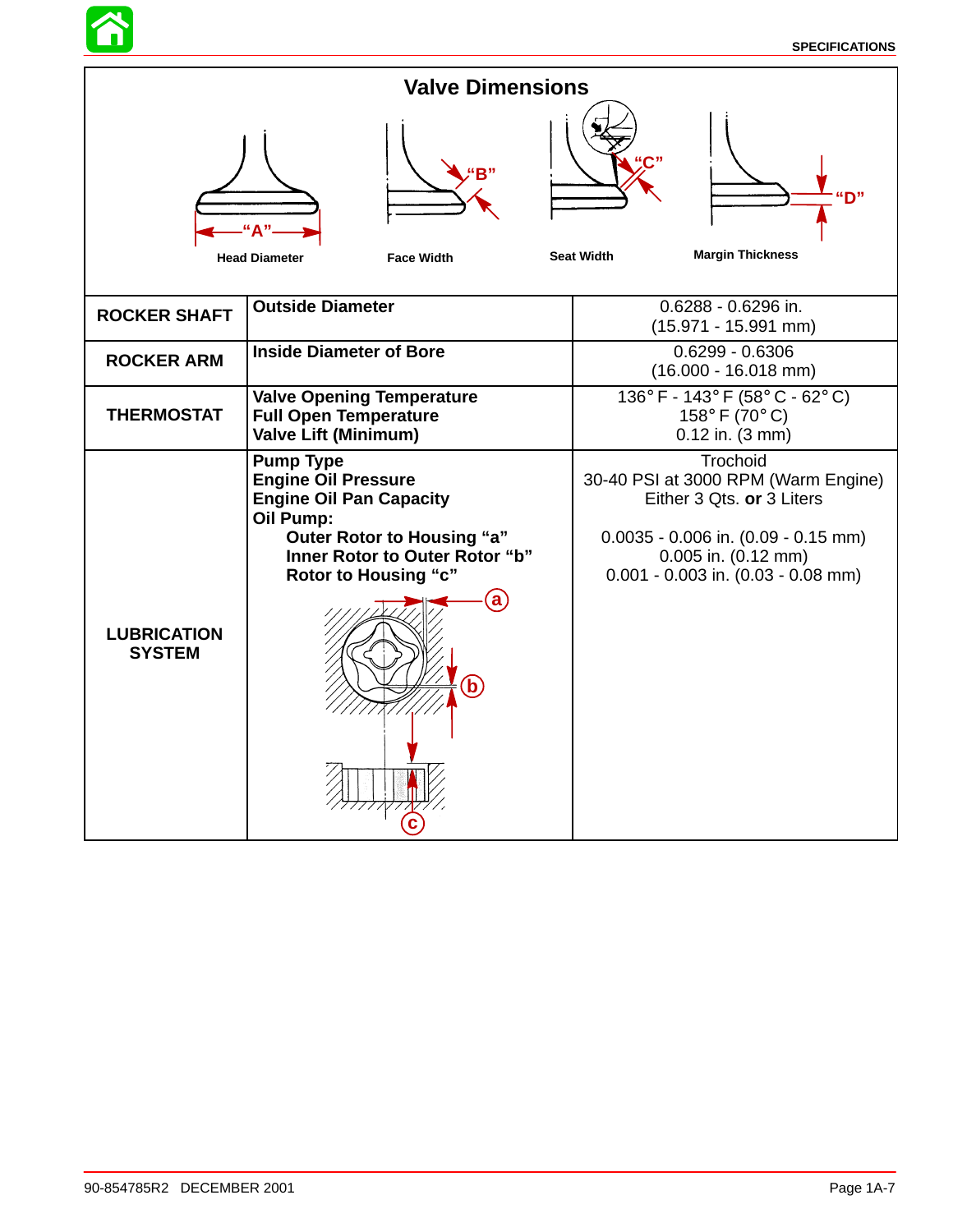## Valve Dimensions

"A" Head Diameter

"B" Face Width

"C" Seat Width

"D" Margin Thickness

| | | |
|---|---|---|
| **ROCKER SHAFT** | **Outside Diameter** | 0.6288 - 0.6296 in. (15.971 - 15.991 mm) |
| **ROCKER ARM** | **Inside Diameter of Bore** | 0.6299 - 0.6306 (16.000 - 16.018 mm) |
| **THERMOSTAT** | **Valve Opening Temperature**<br>**Full Open Temperature**<br>**Valve Lift (Minimum)** | 136° F - 143° F (58° C - 62° C)<br>158° F (70° C)<br>0.12 in. (3 mm) |
| **LUBRICATION SYSTEM** | **Pump Type**<br>**Engine Oil Pressure**<br>**Engine Oil Pan Capacity**<br>**Oil Pump:**<br>**Outer Rotor to Housing "a"**<br>**Inner Rotor to Outer Rotor "b"**<br>**Rotor to Housing "c"** | Trochoid<br>30-40 PSI at 3000 RPM (Warm Engine)<br>Either 3 Qts. **or** 3 Liters<br><br>0.0035 - 0.006 in. (0.09 - 0.15 mm)<br>0.005 in. (0.12 mm)<br>0.001 - 0.003 in. (0.03 - 0.08 mm) |

a

b

c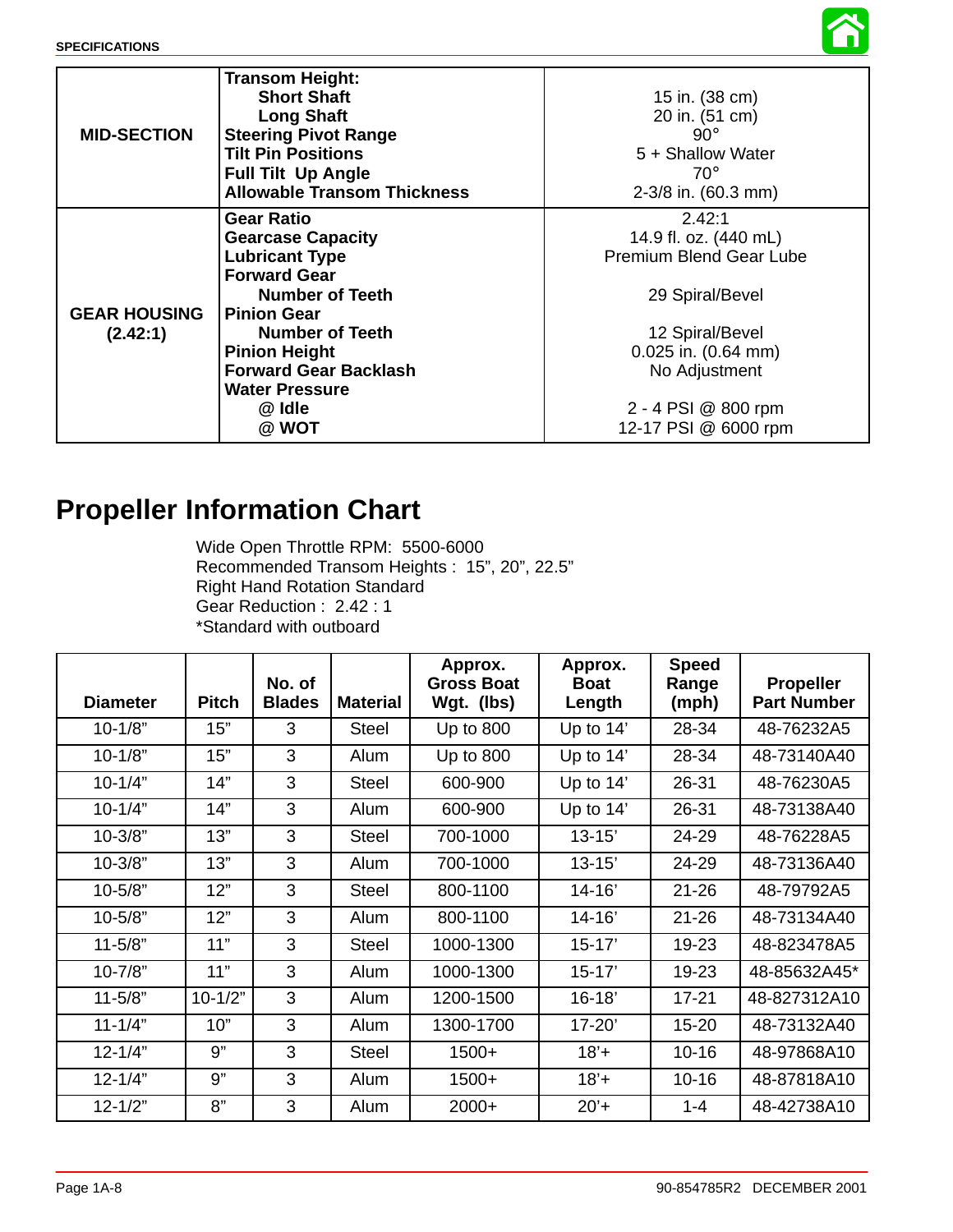| | | |
|---|---|---|
| **MID-SECTION** | **Transom Height:**<br>**Short Shaft**<br>**Long Shaft**<br>**Steering Pivot Range**<br>**Tilt Pin Positions**<br>**Full Tilt Up Angle**<br>**Allowable Transom Thickness** | <br>15 in. (38 cm)<br>20 in. (51 cm)<br>90°<br>5 + Shallow Water<br>70°<br>2-3/8 in. (60.3 mm) |
| **GEAR HOUSING (2.42:1)** | **Gear Ratio**<br>**Gearcase Capacity**<br>**Lubricant Type**<br>**Forward Gear**<br>**Number of Teeth**<br>**Pinion Gear**<br>**Number of Teeth**<br>**Pinion Height**<br>**Forward Gear Backlash**<br>**Water Pressure**<br>**@ Idle**<br>**@ WOT** | 2.42:1<br>14.9 fl. oz. (440 mL)<br>Premium Blend Gear Lube<br><br>29 Spiral/Bevel<br><br>12 Spiral/Bevel<br>0.025 in. (0.64 mm)<br>No Adjustment<br><br>2 - 4 PSI @ 800 rpm<br>12-17 PSI @ 6000 rpm |

# Propeller Information Chart

Wide Open Throttle RPM: 5500-6000
Recommended Transom Heights : 15", 20", 22.5"
Right Hand Rotation Standard
Gear Reduction : 2.42 : 1
*Standard with outboard

| Diameter | Pitch | No. of Blades | Material | Approx. Gross Boat Wgt. (lbs) | Approx. Boat Length | Speed Range (mph) | Propeller Part Number |
|---|---|---|---|---|---|---|---|
| 10-1/8" | 15" | 3 | Steel | Up to 800 | Up to 14' | 28-34 | 48-76232A5 |
| 10-1/8" | 15" | 3 | Alum | Up to 800 | Up to 14' | 28-34 | 48-73140A40 |
| 10-1/4" | 14" | 3 | Steel | 600-900 | Up to 14' | 26-31 | 48-76230A5 |
| 10-1/4" | 14" | 3 | Alum | 600-900 | Up to 14' | 26-31 | 48-73138A40 |
| 10-3/8" | 13" | 3 | Steel | 700-1000 | 13-15' | 24-29 | 48-76228A5 |
| 10-3/8" | 13" | 3 | Alum | 700-1000 | 13-15' | 24-29 | 48-73136A40 |
| 10-5/8" | 12" | 3 | Steel | 800-1100 | 14-16' | 21-26 | 48-79792A5 |
| 10-5/8" | 12" | 3 | Alum | 800-1100 | 14-16' | 21-26 | 48-73134A40 |
| 11-5/8" | 11" | 3 | Steel | 1000-1300 | 15-17' | 19-23 | 48-823478A5 |
| 10-7/8" | 11" | 3 | Alum | 1000-1300 | 15-17' | 19-23 | 48-85632A45* |
| 11-5/8" | 10-1/2" | 3 | Alum | 1200-1500 | 16-18' | 17-21 | 48-827312A10 |
| 11-1/4" | 10" | 3 | Alum | 1300-1700 | 17-20' | 15-20 | 48-73132A40 |
| 12-1/4" | 9" | 3 | Steel | 1500+ | 18'+ | 10-16 | 48-97868A10 |
| 12-1/4" | 9" | 3 | Alum | 1500+ | 18'+ | 10-16 | 48-87818A10 |
| 12-1/2" | 8" | 3 | Alum | 2000+ | 20'+ | 1-4 | 48-42738A10 |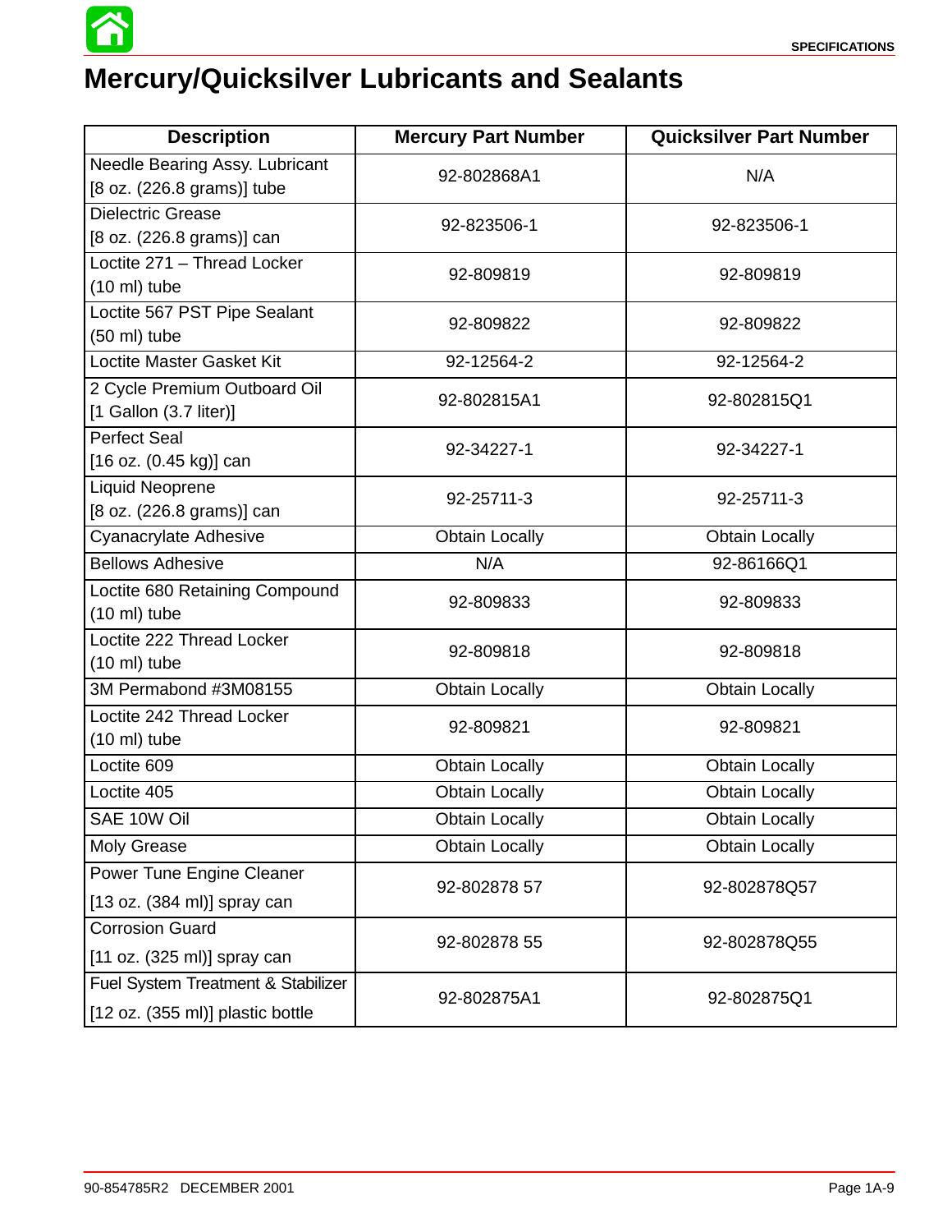# Mercury/Quicksilver Lubricants and Sealants

| Description | Mercury Part Number | Quicksilver Part Number |
|---|---|---|
| Needle Bearing Assy. Lubricant [8 oz. (226.8 grams)] tube | 92-802868A1 | N/A |
| Dielectric Grease [8 oz. (226.8 grams)] can | 92-823506-1 | 92-823506-1 |
| Loctite 271 – Thread Locker (10 ml) tube | 92-809819 | 92-809819 |
| Loctite 567 PST Pipe Sealant (50 ml) tube | 92-809822 | 92-809822 |
| Loctite Master Gasket Kit | 92-12564-2 | 92-12564-2 |
| 2 Cycle Premium Outboard Oil [1 Gallon (3.7 liter)] | 92-802815A1 | 92-802815Q1 |
| Perfect Seal [16 oz. (0.45 kg)] can | 92-34227-1 | 92-34227-1 |
| Liquid Neoprene [8 oz. (226.8 grams)] can | 92-25711-3 | 92-25711-3 |
| Cyanacrylate Adhesive | Obtain Locally | Obtain Locally |
| Bellows Adhesive | N/A | 92-86166Q1 |
| Loctite 680 Retaining Compound (10 ml) tube | 92-809833 | 92-809833 |
| Loctite 222 Thread Locker (10 ml) tube | 92-809818 | 92-809818 |
| 3M Permabond #3M08155 | Obtain Locally | Obtain Locally |
| Loctite 242 Thread Locker (10 ml) tube | 92-809821 | 92-809821 |
| Loctite 609 | Obtain Locally | Obtain Locally |
| Loctite 405 | Obtain Locally | Obtain Locally |
| SAE 10W Oil | Obtain Locally | Obtain Locally |
| Moly Grease | Obtain Locally | Obtain Locally |
| Power Tune Engine Cleaner [13 oz. (384 ml)] spray can | 92-802878 57 | 92-802878Q57 |
| Corrosion Guard [11 oz. (325 ml)] spray can | 92-802878 55 | 92-802878Q55 |
| Fuel System Treatment & Stabilizer [12 oz. (355 ml)] plastic bottle | 92-802875A1 | 92-802875Q1 |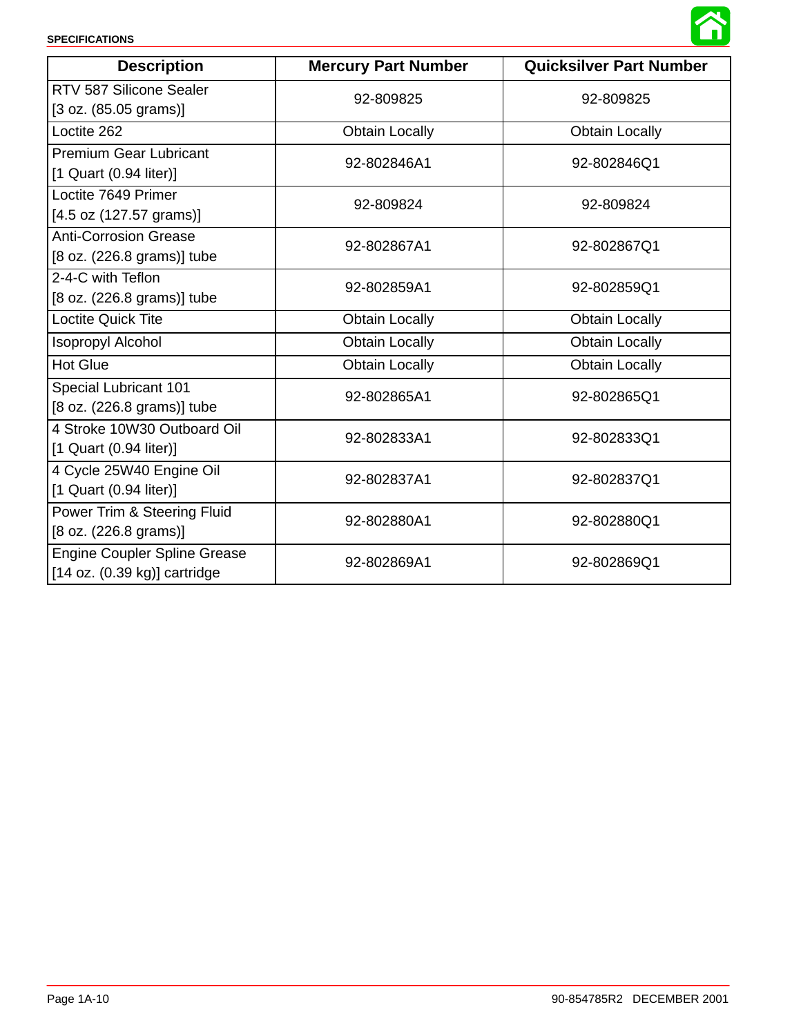| Description | Mercury Part Number | Quicksilver Part Number |
|---|---|---|
| RTV 587 Silicone Sealer [3 oz. (85.05 grams)] | 92-809825 | 92-809825 |
| Loctite 262 | Obtain Locally | Obtain Locally |
| Premium Gear Lubricant [1 Quart (0.94 liter)] | 92-802846A1 | 92-802846Q1 |
| Loctite 7649 Primer [4.5 oz (127.57 grams)] | 92-809824 | 92-809824 |
| Anti-Corrosion Grease [8 oz. (226.8 grams)] tube | 92-802867A1 | 92-802867Q1 |
| 2-4-C with Teflon [8 oz. (226.8 grams)] tube | 92-802859A1 | 92-802859Q1 |
| Loctite Quick Tite | Obtain Locally | Obtain Locally |
| Isopropyl Alcohol | Obtain Locally | Obtain Locally |
| Hot Glue | Obtain Locally | Obtain Locally |
| Special Lubricant 101 [8 oz. (226.8 grams)] tube | 92-802865A1 | 92-802865Q1 |
| 4 Stroke 10W30 Outboard Oil [1 Quart (0.94 liter)] | 92-802833A1 | 92-802833Q1 |
| 4 Cycle 25W40 Engine Oil [1 Quart (0.94 liter)] | 92-802837A1 | 92-802837Q1 |
| Power Trim & Steering Fluid [8 oz. (226.8 grams)] | 92-802880A1 | 92-802880Q1 |
| Engine Coupler Spline Grease [14 oz. (0.39 kg)] cartridge | 92-802869A1 | 92-802869Q1 |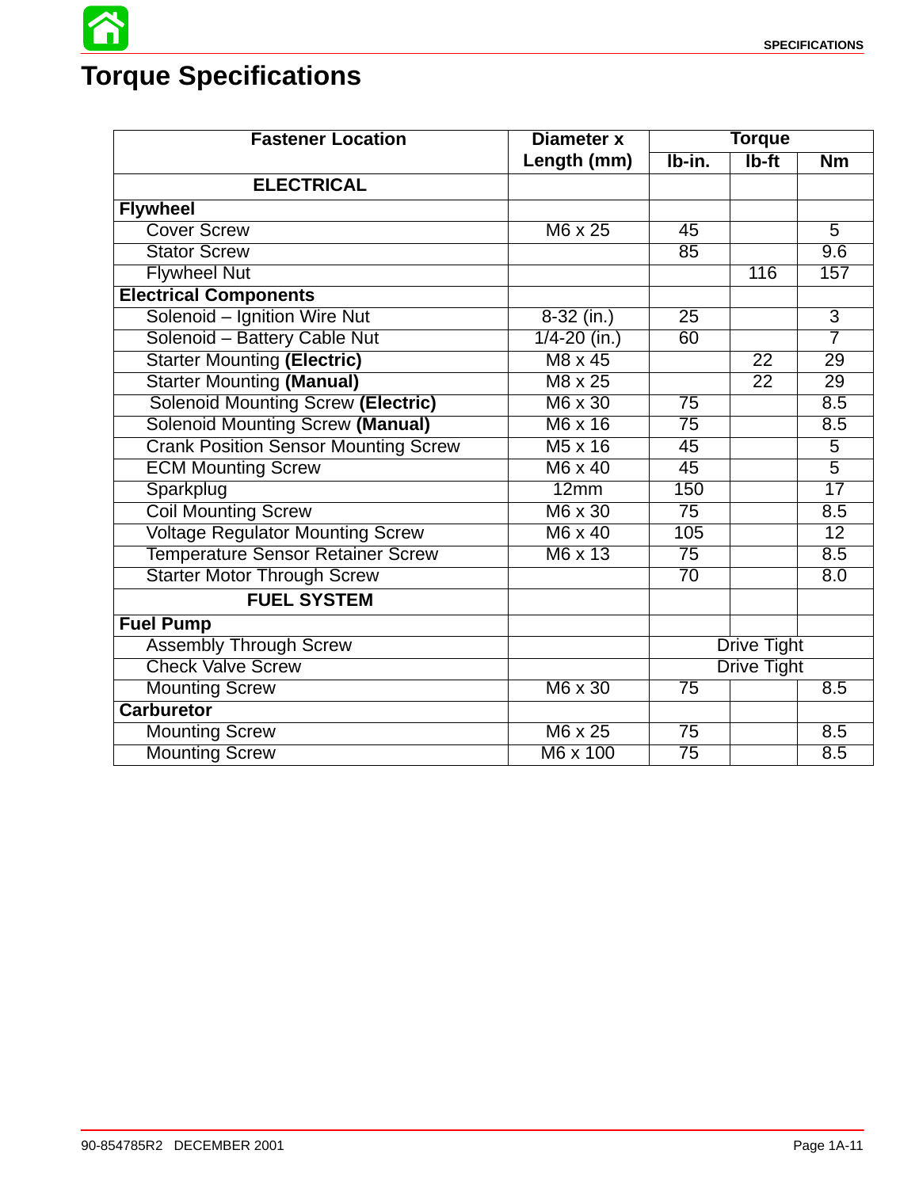# Torque Specifications

| Fastener Location | Diameter x Length (mm) | Torque | | |
|---|---|---|---|---|
| | | lb-in. | lb-ft | Nm |
| **ELECTRICAL** | | | | |
| **Flywheel** | | | | |
| Cover Screw | M6 x 25 | 45 | | 5 |
| Stator Screw | | 85 | | 9.6 |
| Flywheel Nut | | | 116 | 157 |
| **Electrical Components** | | | | |
| Solenoid – Ignition Wire Nut | 8-32 (in.) | 25 | | 3 |
| Solenoid – Battery Cable Nut | 1/4-20 (in.) | 60 | | 7 |
| Starter Mounting **(Electric)** | M8 x 45 | | 22 | 29 |
| Starter Mounting **(Manual)** | M8 x 25 | | 22 | 29 |
| Solenoid Mounting Screw **(Electric)** | M6 x 30 | 75 | | 8.5 |
| Solenoid Mounting Screw **(Manual)** | M6 x 16 | 75 | | 8.5 |
| Crank Position Sensor Mounting Screw | M5 x 16 | 45 | | 5 |
| ECM Mounting Screw | M6 x 40 | 45 | | 5 |
| Sparkplug | 12mm | 150 | | 17 |
| Coil Mounting Screw | M6 x 30 | 75 | | 8.5 |
| Voltage Regulator Mounting Screw | M6 x 40 | 105 | | 12 |
| Temperature Sensor Retainer Screw | M6 x 13 | 75 | | 8.5 |
| Starter Motor Through Screw | | 70 | | 8.0 |
| **FUEL SYSTEM** | | | | |
| **Fuel Pump** | | | | |
| Assembly Through Screw | | Drive Tight | | |
| Check Valve Screw | | Drive Tight | | |
| Mounting Screw | M6 x 30 | 75 | | 8.5 |
| **Carburetor** | | | | |
| Mounting Screw | M6 x 25 | 75 | | 8.5 |
| Mounting Screw | M6 x 100 | 75 | | 8.5 |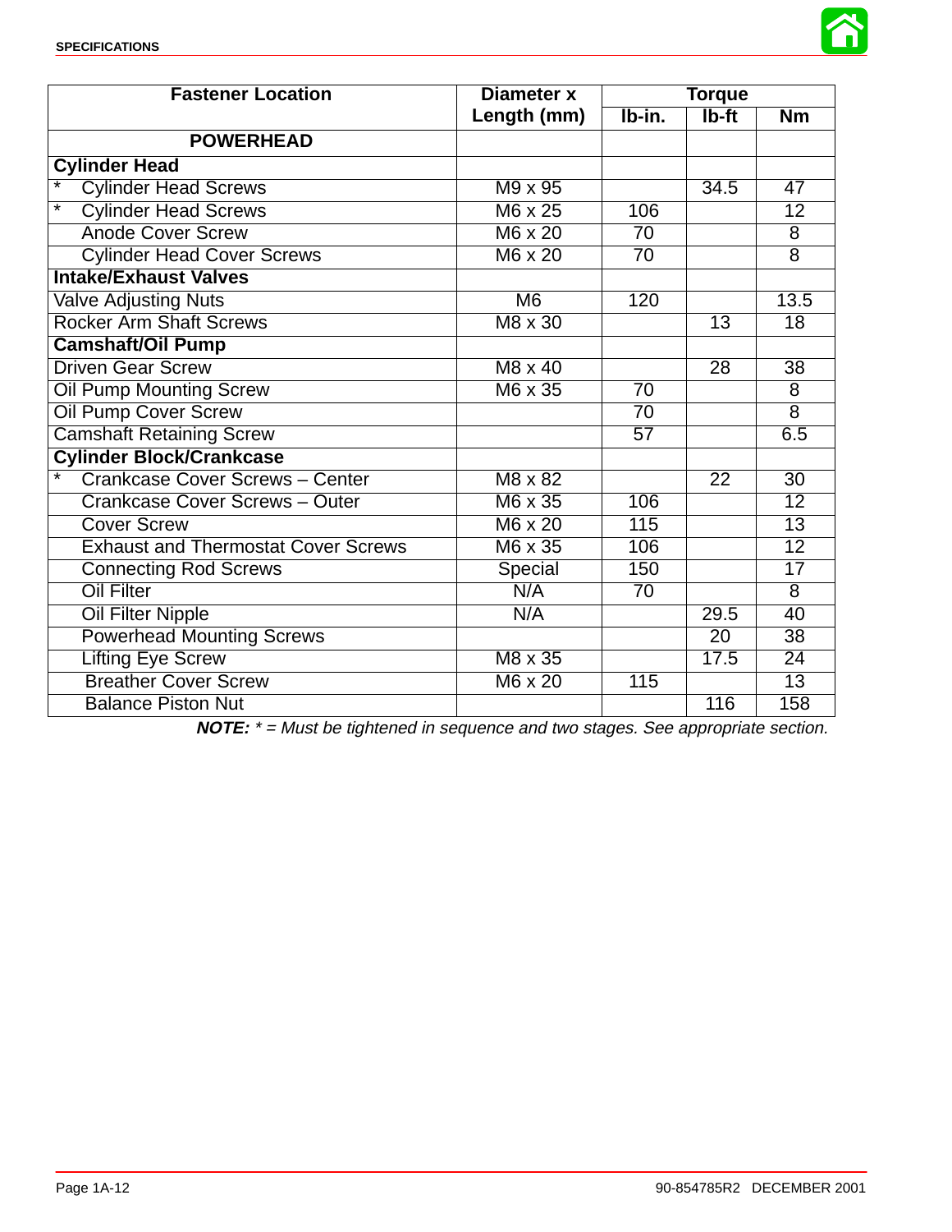| Fastener Location | Diameter x Length (mm) | Torque | | |
|---|---|---|---|---|
| | | lb-in. | lb-ft | Nm |
| **POWERHEAD** | | | | |
| **Cylinder Head** | | | | |
| * Cylinder Head Screws | M9 x 95 | | 34.5 | 47 |
| * Cylinder Head Screws | M6 x 25 | 106 | | 12 |
| Anode Cover Screw | M6 x 20 | 70 | | 8 |
| Cylinder Head Cover Screws | M6 x 20 | 70 | | 8 |
| **Intake/Exhaust Valves** | | | | |
| Valve Adjusting Nuts | M6 | 120 | | 13.5 |
| Rocker Arm Shaft Screws | M8 x 30 | | 13 | 18 |
| **Camshaft/Oil Pump** | | | | |
| Driven Gear Screw | M8 x 40 | | 28 | 38 |
| Oil Pump Mounting Screw | M6 x 35 | 70 | | 8 |
| Oil Pump Cover Screw | | 70 | | 8 |
| Camshaft Retaining Screw | | 57 | | 6.5 |
| **Cylinder Block/Crankcase** | | | | |
| * Crankcase Cover Screws – Center | M8 x 82 | | 22 | 30 |
| Crankcase Cover Screws – Outer | M6 x 35 | 106 | | 12 |
| Cover Screw | M6 x 20 | 115 | | 13 |
| Exhaust and Thermostat Cover Screws | M6 x 35 | 106 | | 12 |
| Connecting Rod Screws | Special | 150 | | 17 |
| Oil Filter | N/A | 70 | | 8 |
| Oil Filter Nipple | N/A | | 29.5 | 40 |
| Powerhead Mounting Screws | | | 20 | 38 |
| Lifting Eye Screw | M8 x 35 | | 17.5 | 24 |
| Breather Cover Screw | M6 x 20 | 115 | | 13 |
| Balance Piston Nut | | | 116 | 158 |

***NOTE:*** *\* = Must be tightened in sequence and two stages. See appropriate section.*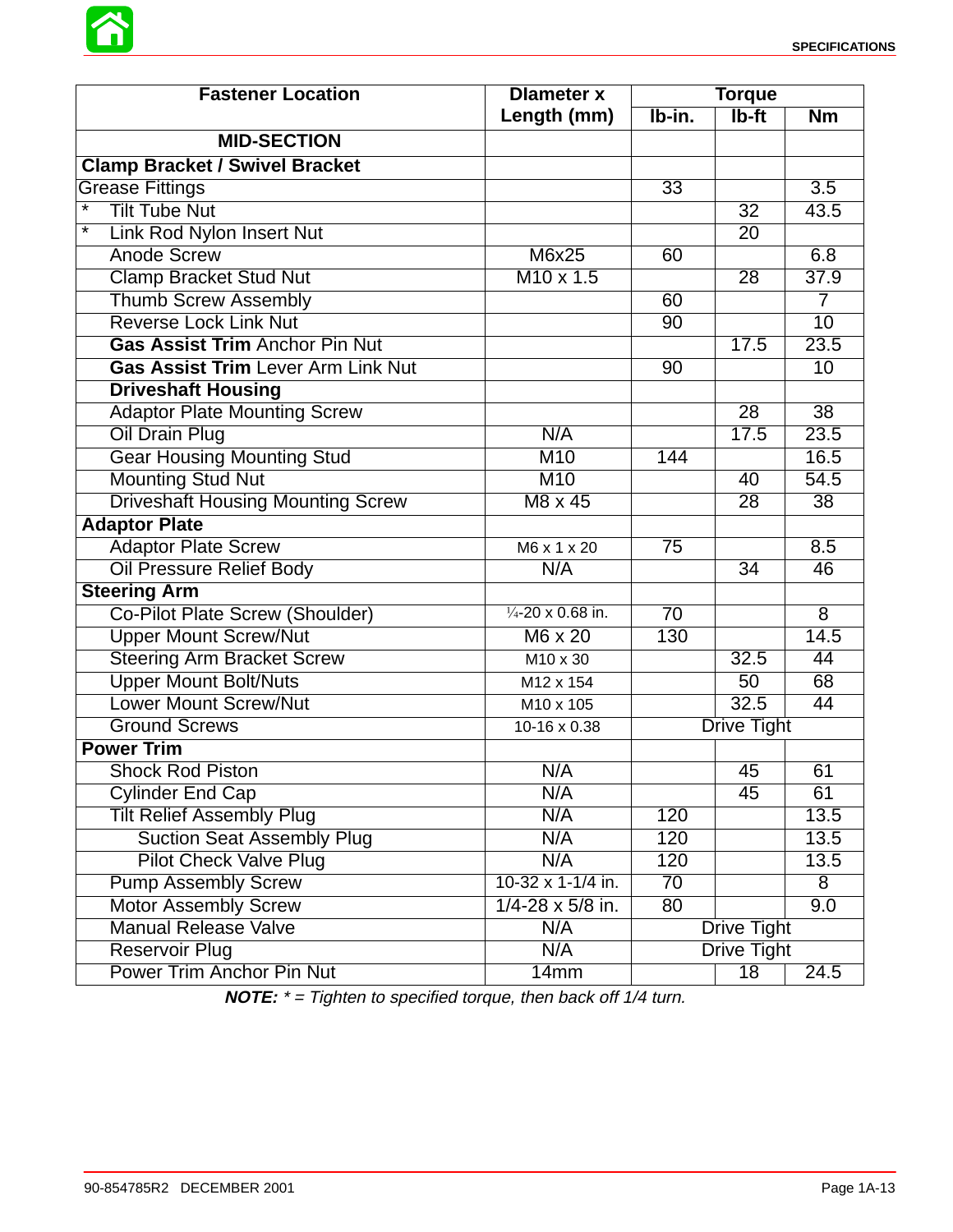| Fastener Location | DIameter x Length (mm) | Torque | | |
|---|---|---|---|---|
| | | lb-in. | lb-ft | Nm |
| **MID-SECTION** | | | | |
| **Clamp Bracket / Swivel Bracket** | | | | |
| Grease Fittings | | 33 | | 3.5 |
| * Tilt Tube Nut | | | 32 | 43.5 |
| * Link Rod Nylon Insert Nut | | | 20 | |
| Anode Screw | M6x25 | 60 | | 6.8 |
| Clamp Bracket Stud Nut | M10 x 1.5 | | 28 | 37.9 |
| Thumb Screw Assembly | | 60 | | 7 |
| Reverse Lock Link Nut | | 90 | | 10 |
| **Gas Assist Trim** Anchor Pin Nut | | | 17.5 | 23.5 |
| **Gas Assist Trim** Lever Arm Link Nut | | 90 | | 10 |
| **Driveshaft Housing** | | | | |
| Adaptor Plate Mounting Screw | | | 28 | 38 |
| Oil Drain Plug | N/A | | 17.5 | 23.5 |
| Gear Housing Mounting Stud | M10 | 144 | | 16.5 |
| Mounting Stud Nut | M10 | | 40 | 54.5 |
| Driveshaft Housing Mounting Screw | M8 x 45 | | 28 | 38 |
| **Adaptor Plate** | | | | |
| Adaptor Plate Screw | M6 x 1 x 20 | 75 | | 8.5 |
| Oil Pressure Relief Body | N/A | | 34 | 46 |
| **Steering Arm** | | | | |
| Co-Pilot Plate Screw (Shoulder) | ¼-20 x 0.68 in. | 70 | | 8 |
| Upper Mount Screw/Nut | M6 x 20 | 130 | | 14.5 |
| Steering Arm Bracket Screw | M10 x 30 | | 32.5 | 44 |
| Upper Mount Bolt/Nuts | M12 x 154 | | 50 | 68 |
| Lower Mount Screw/Nut | M10 x 105 | | 32.5 | 44 |
| Ground Screws | 10-16 x 0.38 | Drive Tight | | |
| **Power Trim** | | | | |
| Shock Rod Piston | N/A | | 45 | 61 |
| Cylinder End Cap | N/A | | 45 | 61 |
| Tilt Relief Assembly Plug | N/A | 120 | | 13.5 |
| Suction Seat Assembly Plug | N/A | 120 | | 13.5 |
| Pilot Check Valve Plug | N/A | 120 | | 13.5 |
| Pump Assembly Screw | 10-32 x 1-1/4 in. | 70 | | 8 |
| Motor Assembly Screw | 1/4-28 x 5/8 in. | 80 | | 9.0 |
| Manual Release Valve | N/A | Drive Tight | | |
| Reservoir Plug | N/A | Drive Tight | | |
| Power Trim Anchor Pin Nut | 14mm | | 18 | 24.5 |

***NOTE:*** *\* = Tighten to specified torque, then back off 1/4 turn.*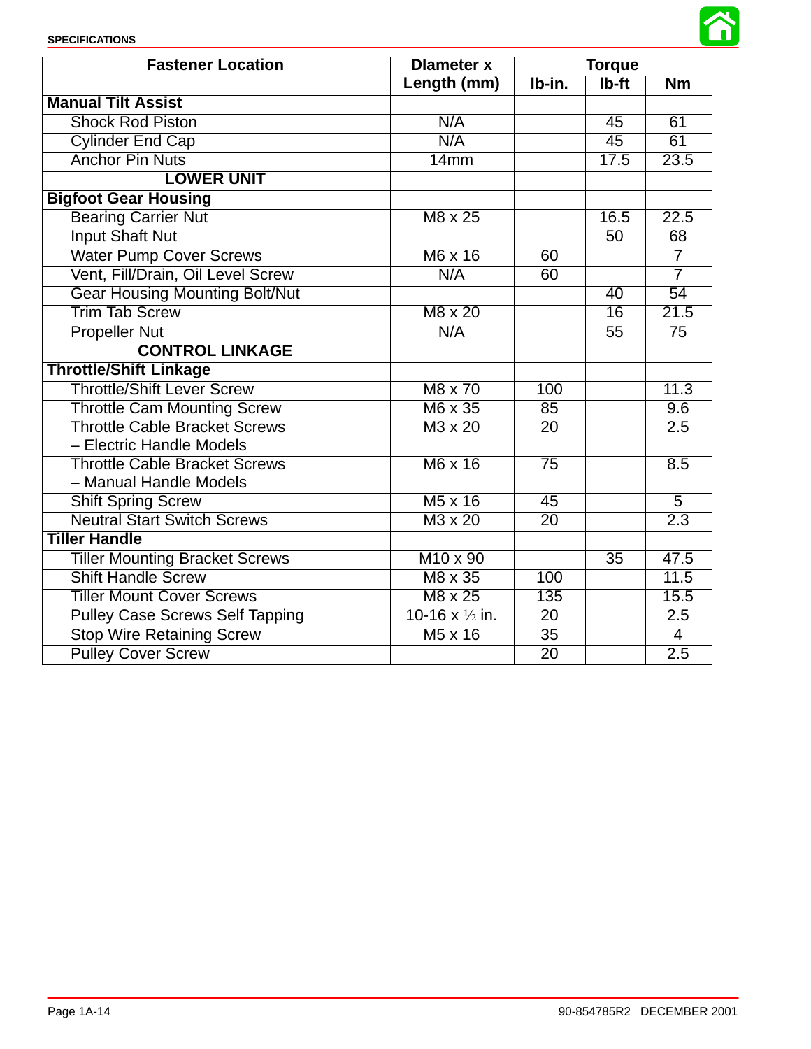| Fastener Location | DIameter x Length (mm) | Torque | | |
|---|---|---|---|---|
| | | lb-in. | lb-ft | Nm |
| **Manual Tilt Assist** | | | | |
| Shock Rod Piston | N/A | | 45 | 61 |
| Cylinder End Cap | N/A | | 45 | 61 |
| Anchor Pin Nuts | 14mm | | 17.5 | 23.5 |
| **LOWER UNIT** | | | | |
| **Bigfoot Gear Housing** | | | | |
| Bearing Carrier Nut | M8 x 25 | | 16.5 | 22.5 |
| Input Shaft Nut | | | 50 | 68 |
| Water Pump Cover Screws | M6 x 16 | 60 | | 7 |
| Vent, Fill/Drain, Oil Level Screw | N/A | 60 | | 7 |
| Gear Housing Mounting Bolt/Nut | | | 40 | 54 |
| Trim Tab Screw | M8 x 20 | | 16 | 21.5 |
| Propeller Nut | N/A | | 55 | 75 |
| **CONTROL LINKAGE** | | | | |
| **Throttle/Shift Linkage** | | | | |
| Throttle/Shift Lever Screw | M8 x 70 | 100 | | 11.3 |
| Throttle Cam Mounting Screw | M6 x 35 | 85 | | 9.6 |
| Throttle Cable Bracket Screws – Electric Handle Models | M3 x 20 | 20 | | 2.5 |
| Throttle Cable Bracket Screws – Manual Handle Models | M6 x 16 | 75 | | 8.5 |
| Shift Spring Screw | M5 x 16 | 45 | | 5 |
| Neutral Start Switch Screws | M3 x 20 | 20 | | 2.3 |
| **Tiller Handle** | | | | |
| Tiller Mounting Bracket Screws | M10 x 90 | | 35 | 47.5 |
| Shift Handle Screw | M8 x 35 | 100 | | 11.5 |
| Tiller Mount Cover Screws | M8 x 25 | 135 | | 15.5 |
| Pulley Case Screws Self Tapping | 10-16 x ½ in. | 20 | | 2.5 |
| Stop Wire Retaining Screw | M5 x 16 | 35 | | 4 |
| Pulley Cover Screw | | 20 | | 2.5 |